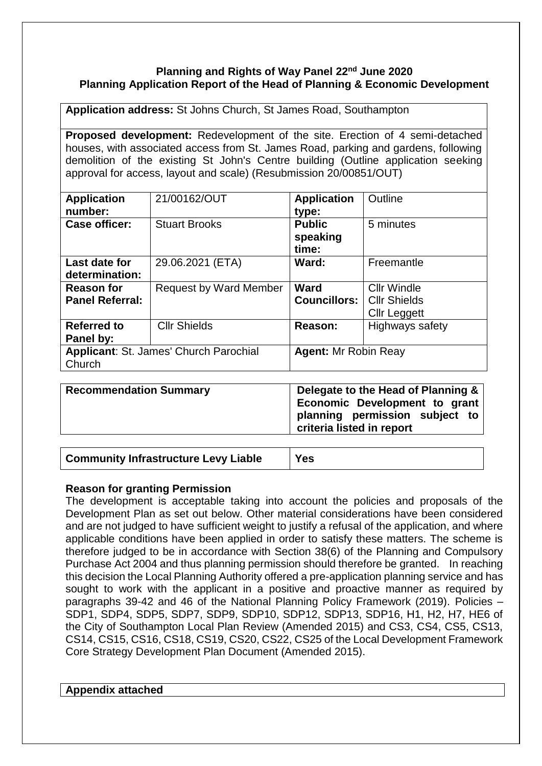**Planning and Rights of Way Panel 22nd June 2020**
**Planning Application Report of the Head of Planning & Economic Development**

| **Application address:** St Johns Church, St James Road, Southampton | | | |
|---|---|---|---|
| **Proposed development:** Redevelopment of the site. Erection of 4 semi-detached houses, with associated access from St. James Road, parking and gardens, following demolition of the existing St John's Centre building (Outline application seeking approval for access, layout and scale) (Resubmission 20/00851/OUT) | | | |
| **Application number:** | 21/00162/OUT | **Application type:** | Outline |
| **Case officer:** | Stuart Brooks | **Public speaking time:** | 5 minutes |
| **Last date for determination:** | 29.06.2021 (ETA) | **Ward:** | Freemantle |
| **Reason for Panel Referral:** | Request by Ward Member | **Ward Councillors:** | Cllr Windle<br>Cllr Shields<br>Cllr Leggett |
| **Referred to Panel by:** | Cllr Shields | **Reason:** | Highways safety |
| **Applicant**: St. James' Church Parochial Church | | **Agent:** Mr Robin Reay | |

| **Recommendation Summary** | **Delegate to the Head of Planning & Economic Development to grant planning permission subject to criteria listed in report** |
|---|---|

| **Community Infrastructure Levy Liable** | **Yes** |
|---|---|

**Reason for granting Permission**

The development is acceptable taking into account the policies and proposals of the Development Plan as set out below. Other material considerations have been considered and are not judged to have sufficient weight to justify a refusal of the application, and where applicable conditions have been applied in order to satisfy these matters. The scheme is therefore judged to be in accordance with Section 38(6) of the Planning and Compulsory Purchase Act 2004 and thus planning permission should therefore be granted. In reaching this decision the Local Planning Authority offered a pre-application planning service and has sought to work with the applicant in a positive and proactive manner as required by paragraphs 39-42 and 46 of the National Planning Policy Framework (2019). Policies – SDP1, SDP4, SDP5, SDP7, SDP9, SDP10, SDP12, SDP13, SDP16, H1, H2, H7, HE6 of the City of Southampton Local Plan Review (Amended 2015) and CS3, CS4, CS5, CS13, CS14, CS15, CS16, CS18, CS19, CS20, CS22, CS25 of the Local Development Framework Core Strategy Development Plan Document (Amended 2015).

| **Appendix attached** |
|---|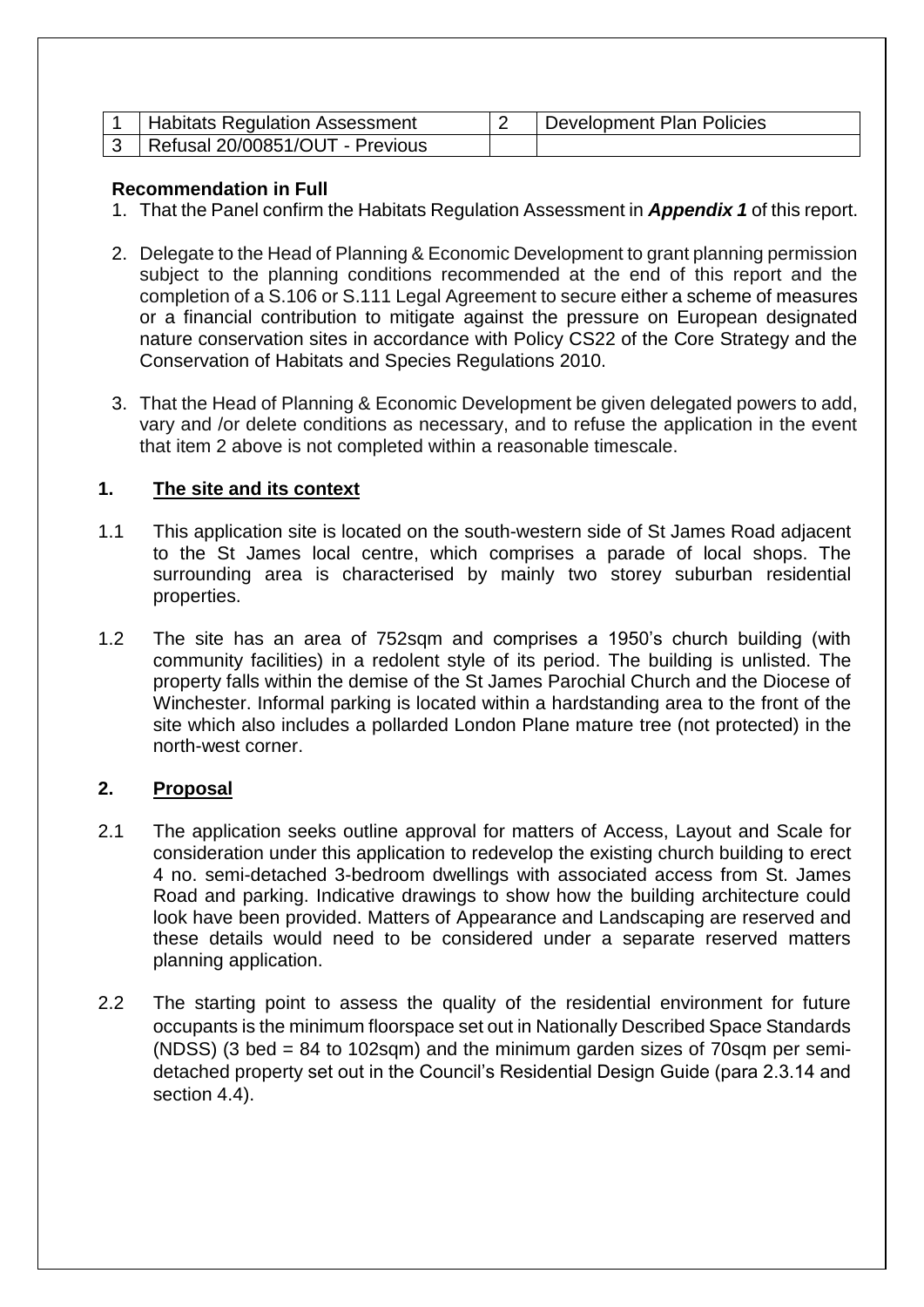| 1 | Habitats Regulation Assessment | 2 | Development Plan Policies |
|---|---|---|---|
| 3 | Refusal 20/00851/OUT - Previous | | |

**Recommendation in Full**

1. That the Panel confirm the Habitats Regulation Assessment in ***Appendix 1*** of this report.

2. Delegate to the Head of Planning & Economic Development to grant planning permission subject to the planning conditions recommended at the end of this report and the completion of a S.106 or S.111 Legal Agreement to secure either a scheme of measures or a financial contribution to mitigate against the pressure on European designated nature conservation sites in accordance with Policy CS22 of the Core Strategy and the Conservation of Habitats and Species Regulations 2010.

3. That the Head of Planning & Economic Development be given delegated powers to add, vary and /or delete conditions as necessary, and to refuse the application in the event that item 2 above is not completed within a reasonable timescale.

## 1. The site and its context

1.1 This application site is located on the south-western side of St James Road adjacent to the St James local centre, which comprises a parade of local shops. The surrounding area is characterised by mainly two storey suburban residential properties.

1.2 The site has an area of 752sqm and comprises a 1950's church building (with community facilities) in a redolent style of its period. The building is unlisted. The property falls within the demise of the St James Parochial Church and the Diocese of Winchester. Informal parking is located within a hardstanding area to the front of the site which also includes a pollarded London Plane mature tree (not protected) in the north-west corner.

## 2. Proposal

2.1 The application seeks outline approval for matters of Access, Layout and Scale for consideration under this application to redevelop the existing church building to erect 4 no. semi-detached 3-bedroom dwellings with associated access from St. James Road and parking. Indicative drawings to show how the building architecture could look have been provided. Matters of Appearance and Landscaping are reserved and these details would need to be considered under a separate reserved matters planning application.

2.2 The starting point to assess the quality of the residential environment for future occupants is the minimum floorspace set out in Nationally Described Space Standards (NDSS) (3 bed = 84 to 102sqm) and the minimum garden sizes of 70sqm per semi-detached property set out in the Council's Residential Design Guide (para 2.3.14 and section 4.4).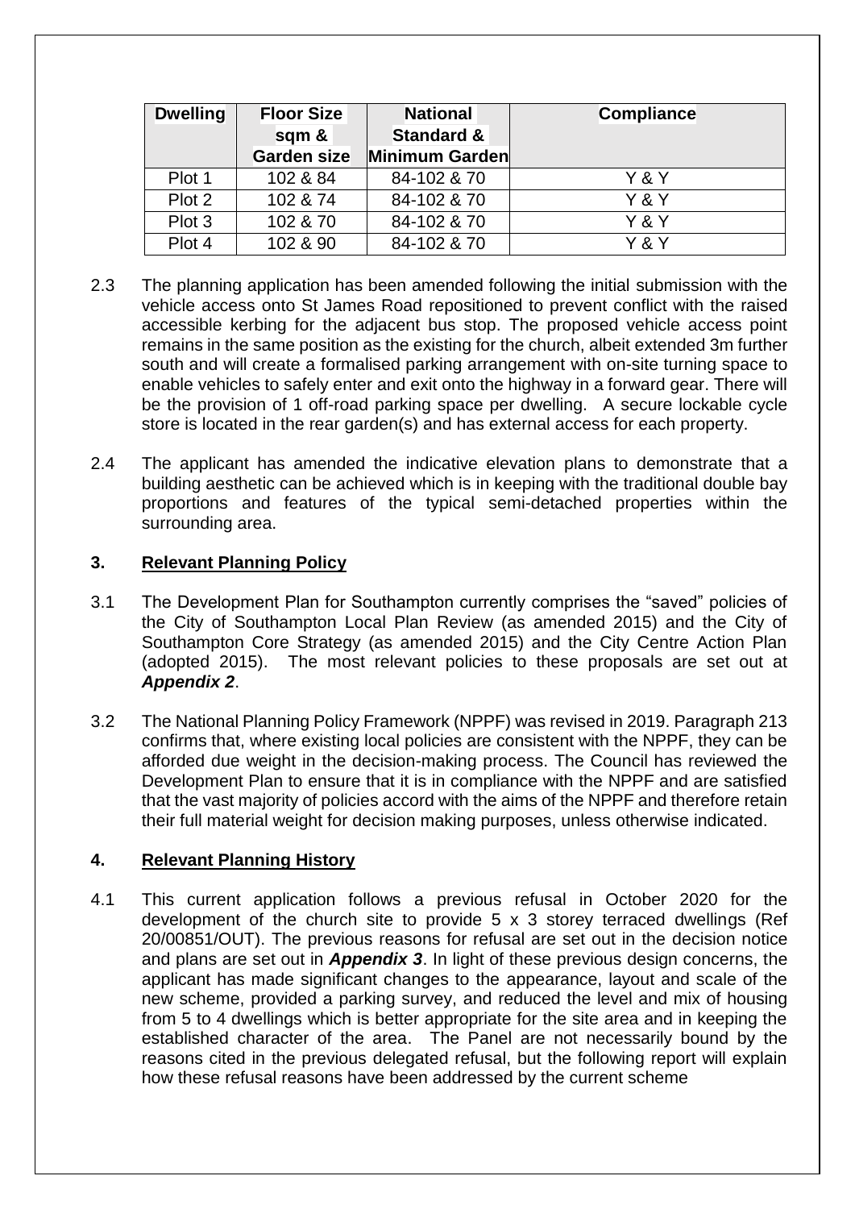| Dwelling | Floor Size sqm & Garden size | National Standard & Minimum Garden | Compliance |
| --- | --- | --- | --- |
| Plot 1 | 102 & 84 | 84-102 & 70 | Y & Y |
| Plot 2 | 102 & 74 | 84-102 & 70 | Y & Y |
| Plot 3 | 102 & 70 | 84-102 & 70 | Y & Y |
| Plot 4 | 102 & 90 | 84-102 & 70 | Y & Y |

2.3 The planning application has been amended following the initial submission with the vehicle access onto St James Road repositioned to prevent conflict with the raised accessible kerbing for the adjacent bus stop. The proposed vehicle access point remains in the same position as the existing for the church, albeit extended 3m further south and will create a formalised parking arrangement with on-site turning space to enable vehicles to safely enter and exit onto the highway in a forward gear. There will be the provision of 1 off-road parking space per dwelling. A secure lockable cycle store is located in the rear garden(s) and has external access for each property.

2.4 The applicant has amended the indicative elevation plans to demonstrate that a building aesthetic can be achieved which is in keeping with the traditional double bay proportions and features of the typical semi-detached properties within the surrounding area.

## 3. Relevant Planning Policy

3.1 The Development Plan for Southampton currently comprises the "saved" policies of the City of Southampton Local Plan Review (as amended 2015) and the City of Southampton Core Strategy (as amended 2015) and the City Centre Action Plan (adopted 2015). The most relevant policies to these proposals are set out at ***Appendix 2***.

3.2 The National Planning Policy Framework (NPPF) was revised in 2019. Paragraph 213 confirms that, where existing local policies are consistent with the NPPF, they can be afforded due weight in the decision-making process. The Council has reviewed the Development Plan to ensure that it is in compliance with the NPPF and are satisfied that the vast majority of policies accord with the aims of the NPPF and therefore retain their full material weight for decision making purposes, unless otherwise indicated.

## 4. Relevant Planning History

4.1 This current application follows a previous refusal in October 2020 for the development of the church site to provide 5 x 3 storey terraced dwellings (Ref 20/00851/OUT). The previous reasons for refusal are set out in the decision notice and plans are set out in ***Appendix 3***. In light of these previous design concerns, the applicant has made significant changes to the appearance, layout and scale of the new scheme, provided a parking survey, and reduced the level and mix of housing from 5 to 4 dwellings which is better appropriate for the site area and in keeping the established character of the area. The Panel are not necessarily bound by the reasons cited in the previous delegated refusal, but the following report will explain how these refusal reasons have been addressed by the current scheme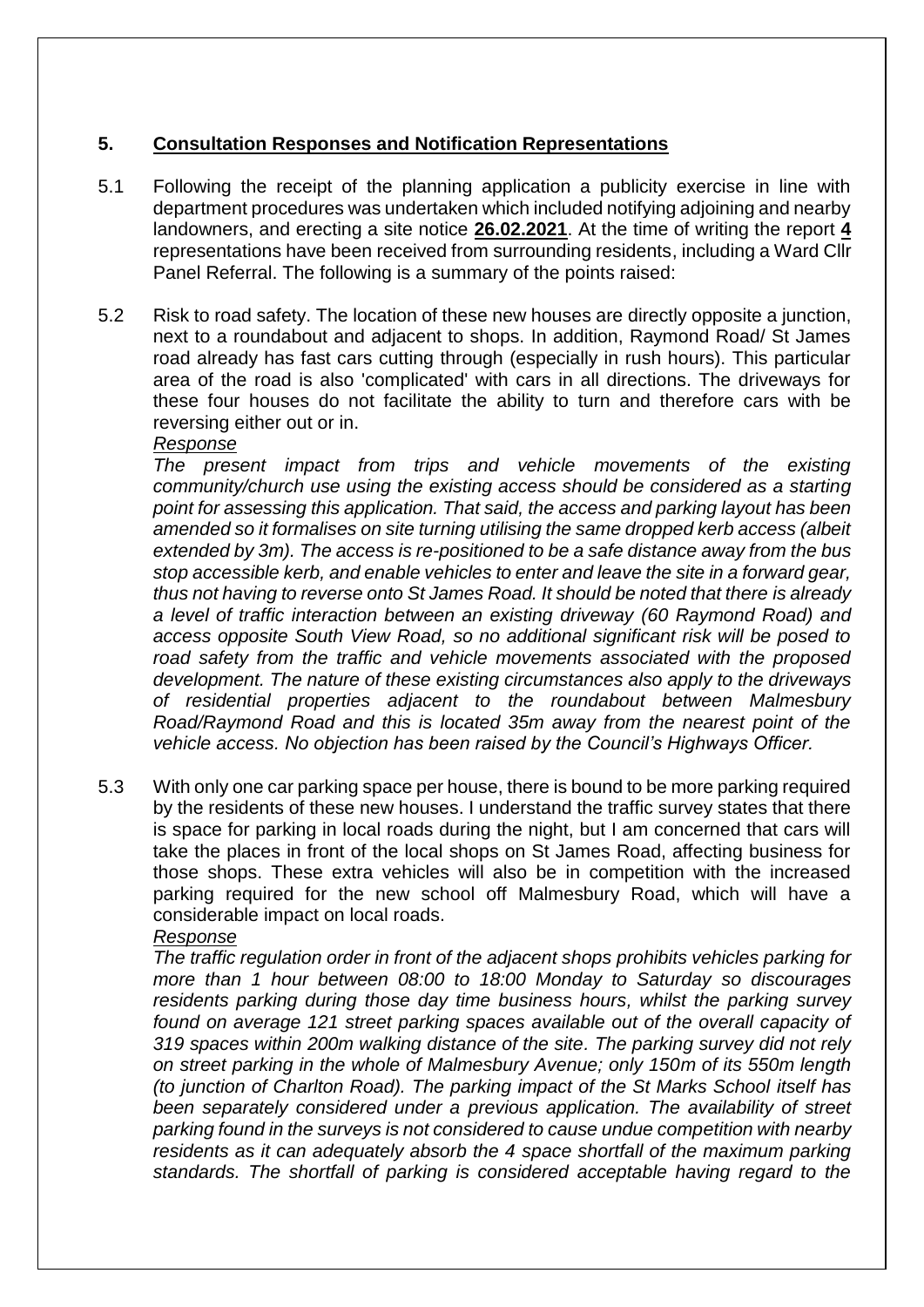## 5. Consultation Responses and Notification Representations

5.1 Following the receipt of the planning application a publicity exercise in line with department procedures was undertaken which included notifying adjoining and nearby landowners, and erecting a site notice **26.02.2021**. At the time of writing the report **4** representations have been received from surrounding residents, including a Ward Cllr Panel Referral. The following is a summary of the points raised:

5.2 Risk to road safety. The location of these new houses are directly opposite a junction, next to a roundabout and adjacent to shops. In addition, Raymond Road/ St James road already has fast cars cutting through (especially in rush hours). This particular area of the road is also 'complicated' with cars in all directions. The driveways for these four houses do not facilitate the ability to turn and therefore cars with be reversing either out or in.

*Response*

*The present impact from trips and vehicle movements of the existing community/church use using the existing access should be considered as a starting point for assessing this application. That said, the access and parking layout has been amended so it formalises on site turning utilising the same dropped kerb access (albeit extended by 3m). The access is re-positioned to be a safe distance away from the bus stop accessible kerb, and enable vehicles to enter and leave the site in a forward gear, thus not having to reverse onto St James Road. It should be noted that there is already a level of traffic interaction between an existing driveway (60 Raymond Road) and access opposite South View Road, so no additional significant risk will be posed to road safety from the traffic and vehicle movements associated with the proposed development. The nature of these existing circumstances also apply to the driveways of residential properties adjacent to the roundabout between Malmesbury Road/Raymond Road and this is located 35m away from the nearest point of the vehicle access. No objection has been raised by the Council's Highways Officer.*

5.3 With only one car parking space per house, there is bound to be more parking required by the residents of these new houses. I understand the traffic survey states that there is space for parking in local roads during the night, but I am concerned that cars will take the places in front of the local shops on St James Road, affecting business for those shops. These extra vehicles will also be in competition with the increased parking required for the new school off Malmesbury Road, which will have a considerable impact on local roads.

*Response*

*The traffic regulation order in front of the adjacent shops prohibits vehicles parking for more than 1 hour between 08:00 to 18:00 Monday to Saturday so discourages residents parking during those day time business hours, whilst the parking survey found on average 121 street parking spaces available out of the overall capacity of 319 spaces within 200m walking distance of the site. The parking survey did not rely on street parking in the whole of Malmesbury Avenue; only 150m of its 550m length (to junction of Charlton Road). The parking impact of the St Marks School itself has been separately considered under a previous application. The availability of street parking found in the surveys is not considered to cause undue competition with nearby residents as it can adequately absorb the 4 space shortfall of the maximum parking standards. The shortfall of parking is considered acceptable having regard to the*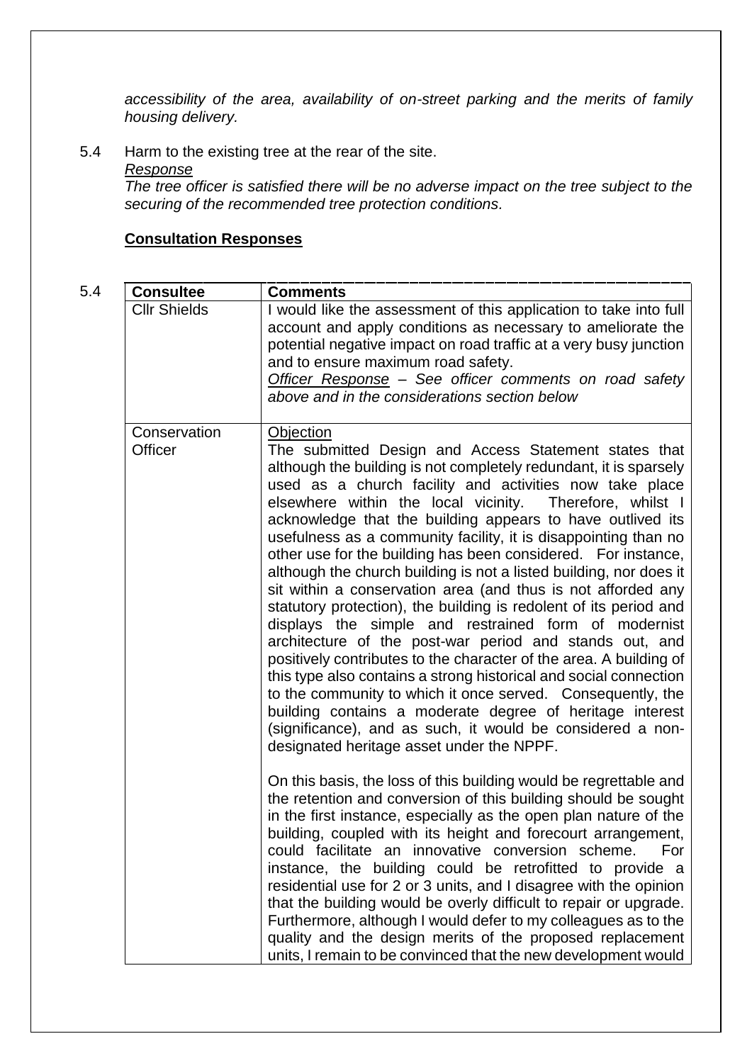*accessibility of the area, availability of on-street parking and the merits of family housing delivery.*

5.4 Harm to the existing tree at the rear of the site.

*Response*

*The tree officer is satisfied there will be no adverse impact on the tree subject to the securing of the recommended tree protection conditions.*

**Consultation Responses**

5.4

| Consultee | Comments |
|---|---|
| Cllr Shields | I would like the assessment of this application to take into full account and apply conditions as necessary to ameliorate the potential negative impact on road traffic at a very busy junction and to ensure maximum road safety.<br>*Officer Response – See officer comments on road safety above and in the considerations section below* |
| Conservation Officer | Objection<br>The submitted Design and Access Statement states that although the building is not completely redundant, it is sparsely used as a church facility and activities now take place elsewhere within the local vicinity. Therefore, whilst I acknowledge that the building appears to have outlived its usefulness as a community facility, it is disappointing than no other use for the building has been considered. For instance, although the church building is not a listed building, nor does it sit within a conservation area (and thus is not afforded any statutory protection), the building is redolent of its period and displays the simple and restrained form of modernist architecture of the post-war period and stands out, and positively contributes to the character of the area. A building of this type also contains a strong historical and social connection to the community to which it once served. Consequently, the building contains a moderate degree of heritage interest (significance), and as such, it would be considered a non-designated heritage asset under the NPPF.<br><br>On this basis, the loss of this building would be regrettable and the retention and conversion of this building should be sought in the first instance, especially as the open plan nature of the building, coupled with its height and forecourt arrangement, could facilitate an innovative conversion scheme. For instance, the building could be retrofitted to provide a residential use for 2 or 3 units, and I disagree with the opinion that the building would be overly difficult to repair or upgrade. Furthermore, although I would defer to my colleagues as to the quality and the design merits of the proposed replacement units, I remain to be convinced that the new development would |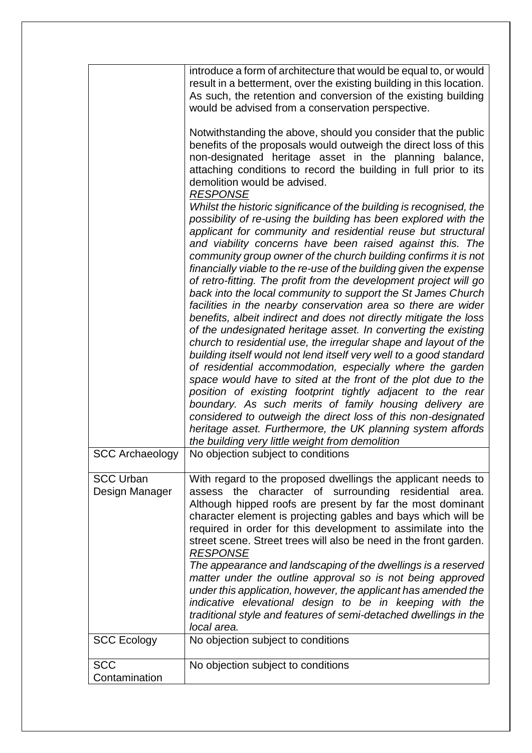| | |
|---|---|
| | introduce a form of architecture that would be equal to, or would result in a betterment, over the existing building in this location. As such, the retention and conversion of the existing building would be advised from a conservation perspective.<br><br>Notwithstanding the above, should you consider that the public benefits of the proposals would outweigh the direct loss of this non-designated heritage asset in the planning balance, attaching conditions to record the building in full prior to its demolition would be advised.<br>*<u>RESPONSE</u>*<br>*Whilst the historic significance of the building is recognised, the possibility of re-using the building has been explored with the applicant for community and residential reuse but structural and viability concerns have been raised against this. The community group owner of the church building confirms it is not financially viable to the re-use of the building given the expense of retro-fitting. The profit from the development project will go back into the local community to support the St James Church facilities in the nearby conservation area so there are wider benefits, albeit indirect and does not directly mitigate the loss of the undesignated heritage asset. In converting the existing church to residential use, the irregular shape and layout of the building itself would not lend itself very well to a good standard of residential accommodation, especially where the garden space would have to sited at the front of the plot due to the position of existing footprint tightly adjacent to the rear boundary. As such merits of family housing delivery are considered to outweigh the direct loss of this non-designated heritage asset. Furthermore, the UK planning system affords the building very little weight from demolition* |
| SCC Archaeology | No objection subject to conditions |
| SCC Urban Design Manager | With regard to the proposed dwellings the applicant needs to assess the character of surrounding residential area. Although hipped roofs are present by far the most dominant character element is projecting gables and bays which will be required in order for this development to assimilate into the street scene. Street trees will also be need in the front garden.<br>*<u>RESPONSE</u>*<br>*The appearance and landscaping of the dwellings is a reserved matter under the outline approval so is not being approved under this application, however, the applicant has amended the indicative elevational design to be in keeping with the traditional style and features of semi-detached dwellings in the local area.* |
| SCC Ecology | No objection subject to conditions |
| SCC Contamination | No objection subject to conditions |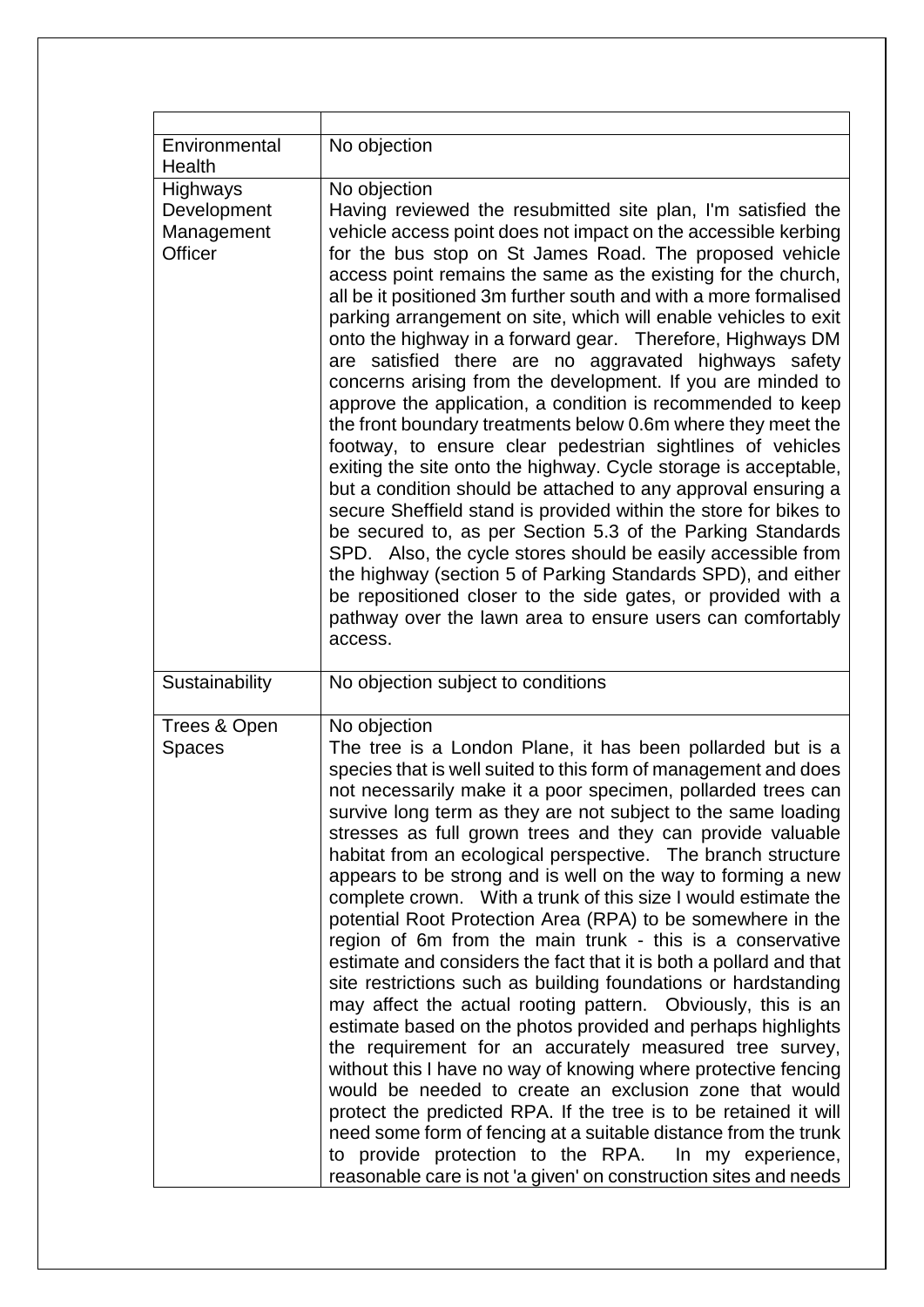| | |
|---|---|
| Environmental Health | No objection |
| Highways Development Management Officer | No objection<br>Having reviewed the resubmitted site plan, I'm satisfied the vehicle access point does not impact on the accessible kerbing for the bus stop on St James Road. The proposed vehicle access point remains the same as the existing for the church, all be it positioned 3m further south and with a more formalised parking arrangement on site, which will enable vehicles to exit onto the highway in a forward gear. Therefore, Highways DM are satisfied there are no aggravated highways safety concerns arising from the development. If you are minded to approve the application, a condition is recommended to keep the front boundary treatments below 0.6m where they meet the footway, to ensure clear pedestrian sightlines of vehicles exiting the site onto the highway. Cycle storage is acceptable, but a condition should be attached to any approval ensuring a secure Sheffield stand is provided within the store for bikes to be secured to, as per Section 5.3 of the Parking Standards SPD. Also, the cycle stores should be easily accessible from the highway (section 5 of Parking Standards SPD), and either be repositioned closer to the side gates, or provided with a pathway over the lawn area to ensure users can comfortably access. |
| Sustainability | No objection subject to conditions |
| Trees & Open Spaces | No objection<br>The tree is a London Plane, it has been pollarded but is a species that is well suited to this form of management and does not necessarily make it a poor specimen, pollarded trees can survive long term as they are not subject to the same loading stresses as full grown trees and they can provide valuable habitat from an ecological perspective. The branch structure appears to be strong and is well on the way to forming a new complete crown. With a trunk of this size I would estimate the potential Root Protection Area (RPA) to be somewhere in the region of 6m from the main trunk - this is a conservative estimate and considers the fact that it is both a pollard and that site restrictions such as building foundations or hardstanding may affect the actual rooting pattern. Obviously, this is an estimate based on the photos provided and perhaps highlights the requirement for an accurately measured tree survey, without this I have no way of knowing where protective fencing would be needed to create an exclusion zone that would protect the predicted RPA. If the tree is to be retained it will need some form of fencing at a suitable distance from the trunk to provide protection to the RPA. In my experience, reasonable care is not 'a given' on construction sites and needs |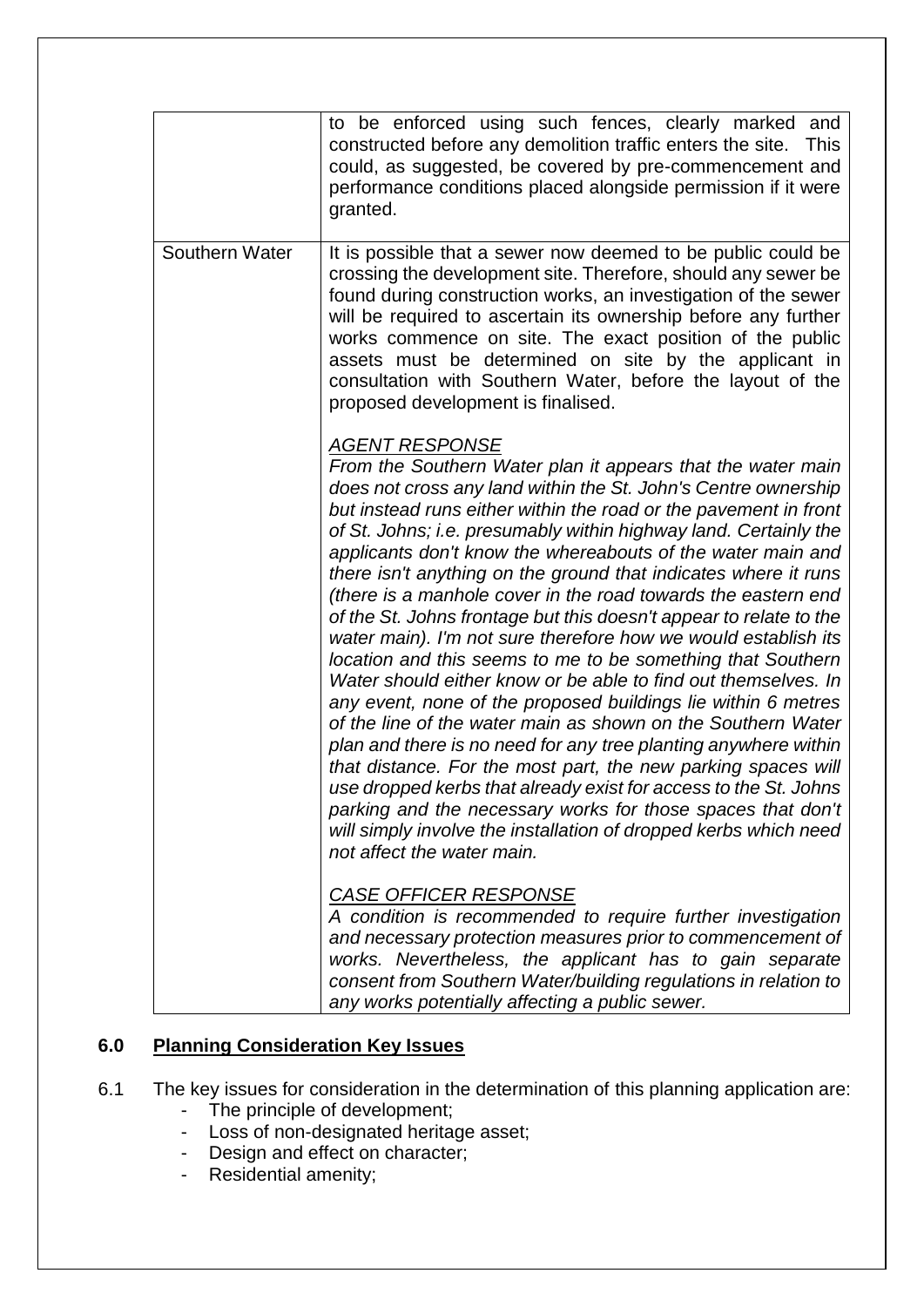| | |
|---|---|
| | to be enforced using such fences, clearly marked and constructed before any demolition traffic enters the site. This could, as suggested, be covered by pre-commencement and performance conditions placed alongside permission if it were granted. |
| Southern Water | It is possible that a sewer now deemed to be public could be crossing the development site. Therefore, should any sewer be found during construction works, an investigation of the sewer will be required to ascertain its ownership before any further works commence on site. The exact position of the public assets must be determined on site by the applicant in consultation with Southern Water, before the layout of the proposed development is finalised.<br><br>*<u>AGENT RESPONSE</u>*<br>*From the Southern Water plan it appears that the water main does not cross any land within the St. John's Centre ownership but instead runs either within the road or the pavement in front of St. Johns; i.e. presumably within highway land. Certainly the applicants don't know the whereabouts of the water main and there isn't anything on the ground that indicates where it runs (there is a manhole cover in the road towards the eastern end of the St. Johns frontage but this doesn't appear to relate to the water main). I'm not sure therefore how we would establish its location and this seems to me to be something that Southern Water should either know or be able to find out themselves. In any event, none of the proposed buildings lie within 6 metres of the line of the water main as shown on the Southern Water plan and there is no need for any tree planting anywhere within that distance. For the most part, the new parking spaces will use dropped kerbs that already exist for access to the St. Johns parking and the necessary works for those spaces that don't will simply involve the installation of dropped kerbs which need not affect the water main.*<br><br>*<u>CASE OFFICER RESPONSE</u>*<br>*A condition is recommended to require further investigation and necessary protection measures prior to commencement of works. Nevertheless, the applicant has to gain separate consent from Southern Water/building regulations in relation to any works potentially affecting a public sewer.* |

## 6.0 <u>Planning Consideration Key Issues</u>

6.1 The key issues for consideration in the determination of this planning application are:

- The principle of development;
- Loss of non-designated heritage asset;
- Design and effect on character;
- Residential amenity;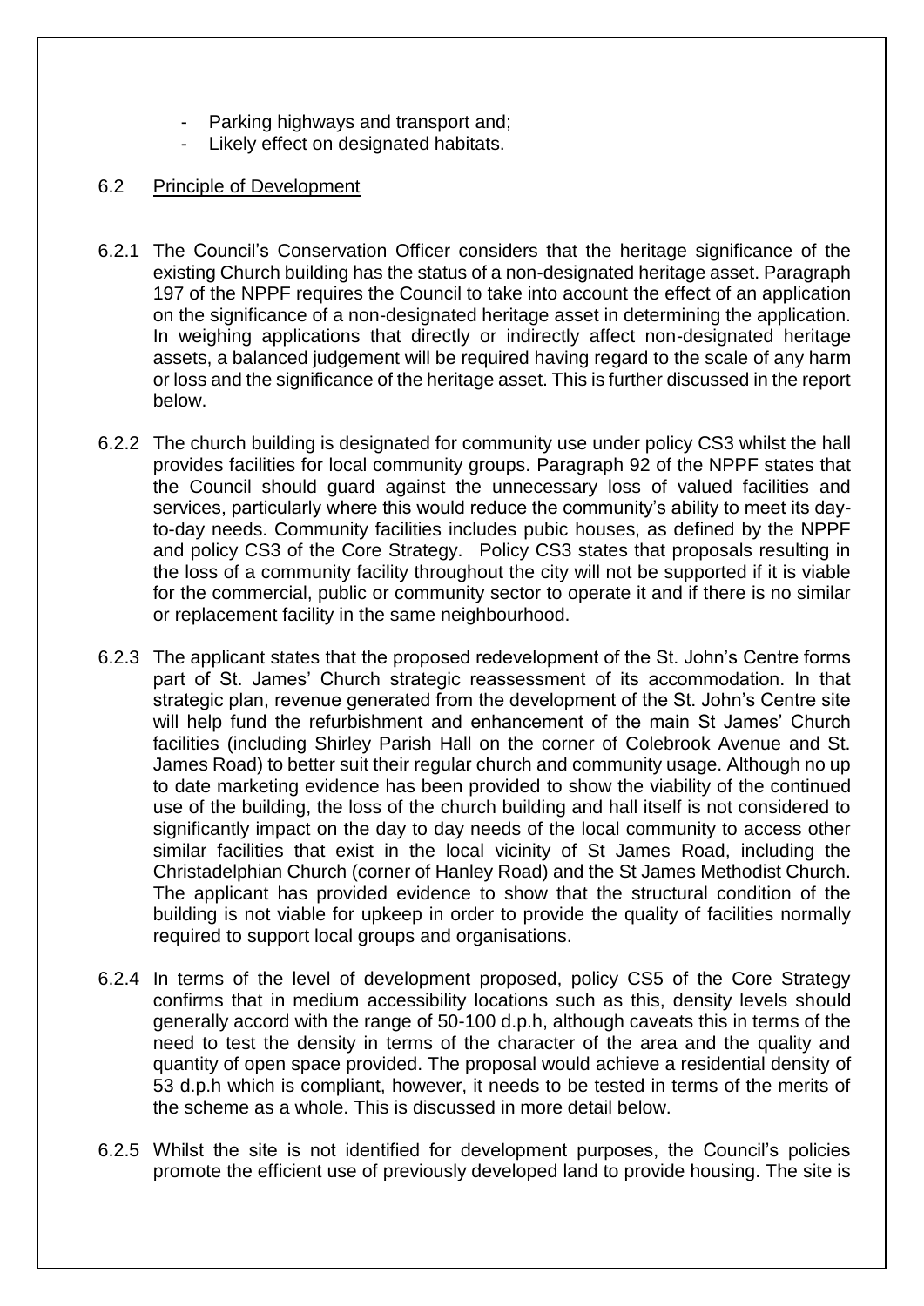- Parking highways and transport and;
- Likely effect on designated habitats.

6.2 Principle of Development

6.2.1 The Council's Conservation Officer considers that the heritage significance of the existing Church building has the status of a non-designated heritage asset. Paragraph 197 of the NPPF requires the Council to take into account the effect of an application on the significance of a non-designated heritage asset in determining the application. In weighing applications that directly or indirectly affect non-designated heritage assets, a balanced judgement will be required having regard to the scale of any harm or loss and the significance of the heritage asset. This is further discussed in the report below.

6.2.2 The church building is designated for community use under policy CS3 whilst the hall provides facilities for local community groups. Paragraph 92 of the NPPF states that the Council should guard against the unnecessary loss of valued facilities and services, particularly where this would reduce the community's ability to meet its day-to-day needs. Community facilities includes pubic houses, as defined by the NPPF and policy CS3 of the Core Strategy. Policy CS3 states that proposals resulting in the loss of a community facility throughout the city will not be supported if it is viable for the commercial, public or community sector to operate it and if there is no similar or replacement facility in the same neighbourhood.

6.2.3 The applicant states that the proposed redevelopment of the St. John's Centre forms part of St. James' Church strategic reassessment of its accommodation. In that strategic plan, revenue generated from the development of the St. John's Centre site will help fund the refurbishment and enhancement of the main St James' Church facilities (including Shirley Parish Hall on the corner of Colebrook Avenue and St. James Road) to better suit their regular church and community usage. Although no up to date marketing evidence has been provided to show the viability of the continued use of the building, the loss of the church building and hall itself is not considered to significantly impact on the day to day needs of the local community to access other similar facilities that exist in the local vicinity of St James Road, including the Christadelphian Church (corner of Hanley Road) and the St James Methodist Church. The applicant has provided evidence to show that the structural condition of the building is not viable for upkeep in order to provide the quality of facilities normally required to support local groups and organisations.

6.2.4 In terms of the level of development proposed, policy CS5 of the Core Strategy confirms that in medium accessibility locations such as this, density levels should generally accord with the range of 50-100 d.p.h, although caveats this in terms of the need to test the density in terms of the character of the area and the quality and quantity of open space provided. The proposal would achieve a residential density of 53 d.p.h which is compliant, however, it needs to be tested in terms of the merits of the scheme as a whole. This is discussed in more detail below.

6.2.5 Whilst the site is not identified for development purposes, the Council's policies promote the efficient use of previously developed land to provide housing. The site is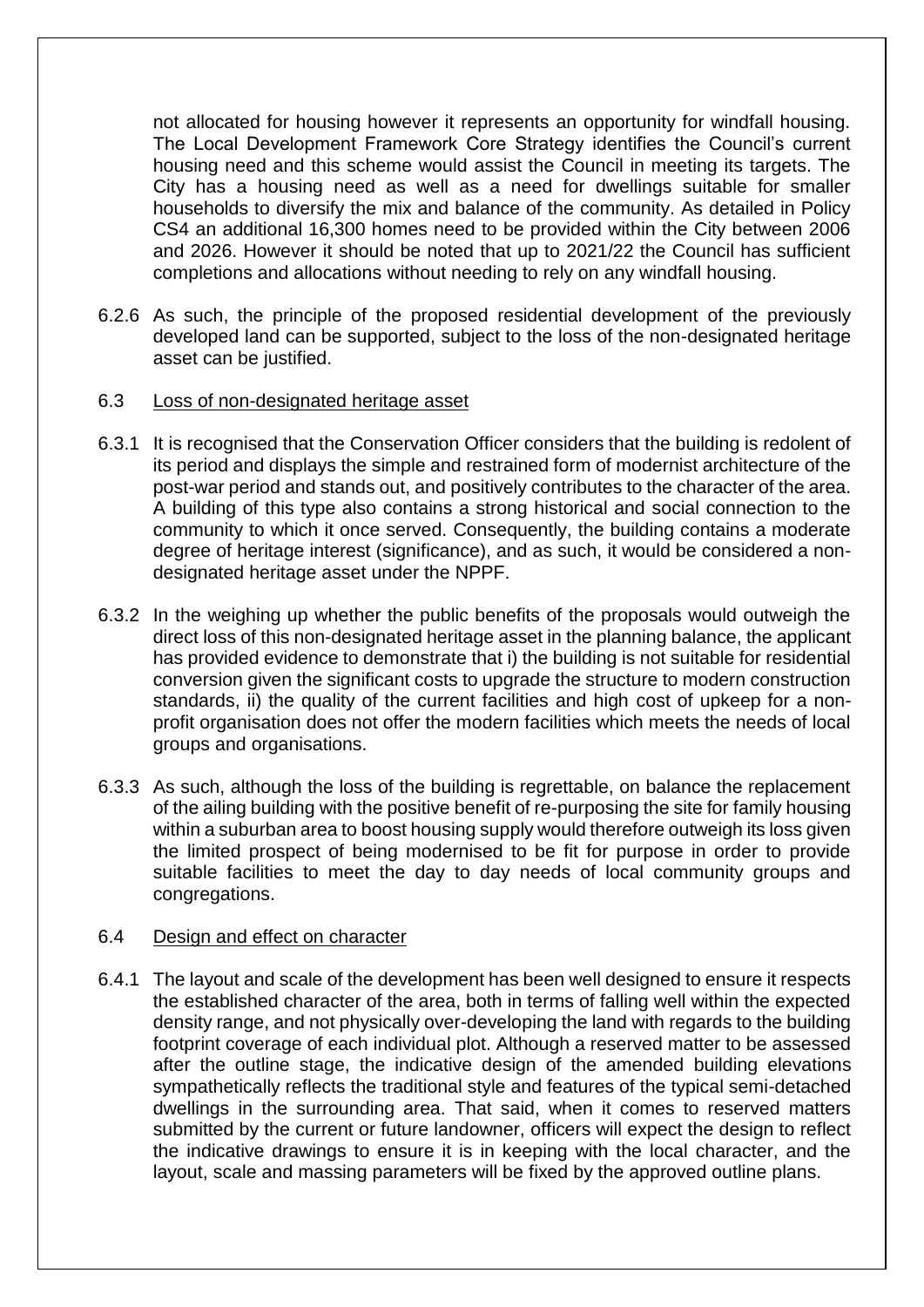not allocated for housing however it represents an opportunity for windfall housing. The Local Development Framework Core Strategy identifies the Council's current housing need and this scheme would assist the Council in meeting its targets. The City has a housing need as well as a need for dwellings suitable for smaller households to diversify the mix and balance of the community. As detailed in Policy CS4 an additional 16,300 homes need to be provided within the City between 2006 and 2026. However it should be noted that up to 2021/22 the Council has sufficient completions and allocations without needing to rely on any windfall housing.

6.2.6 As such, the principle of the proposed residential development of the previously developed land can be supported, subject to the loss of the non-designated heritage asset can be justified.

6.3 Loss of non-designated heritage asset

6.3.1 It is recognised that the Conservation Officer considers that the building is redolent of its period and displays the simple and restrained form of modernist architecture of the post-war period and stands out, and positively contributes to the character of the area. A building of this type also contains a strong historical and social connection to the community to which it once served. Consequently, the building contains a moderate degree of heritage interest (significance), and as such, it would be considered a non-designated heritage asset under the NPPF.

6.3.2 In the weighing up whether the public benefits of the proposals would outweigh the direct loss of this non-designated heritage asset in the planning balance, the applicant has provided evidence to demonstrate that i) the building is not suitable for residential conversion given the significant costs to upgrade the structure to modern construction standards, ii) the quality of the current facilities and high cost of upkeep for a non-profit organisation does not offer the modern facilities which meets the needs of local groups and organisations.

6.3.3 As such, although the loss of the building is regrettable, on balance the replacement of the ailing building with the positive benefit of re-purposing the site for family housing within a suburban area to boost housing supply would therefore outweigh its loss given the limited prospect of being modernised to be fit for purpose in order to provide suitable facilities to meet the day to day needs of local community groups and congregations.

6.4 Design and effect on character

6.4.1 The layout and scale of the development has been well designed to ensure it respects the established character of the area, both in terms of falling well within the expected density range, and not physically over-developing the land with regards to the building footprint coverage of each individual plot. Although a reserved matter to be assessed after the outline stage, the indicative design of the amended building elevations sympathetically reflects the traditional style and features of the typical semi-detached dwellings in the surrounding area. That said, when it comes to reserved matters submitted by the current or future landowner, officers will expect the design to reflect the indicative drawings to ensure it is in keeping with the local character, and the layout, scale and massing parameters will be fixed by the approved outline plans.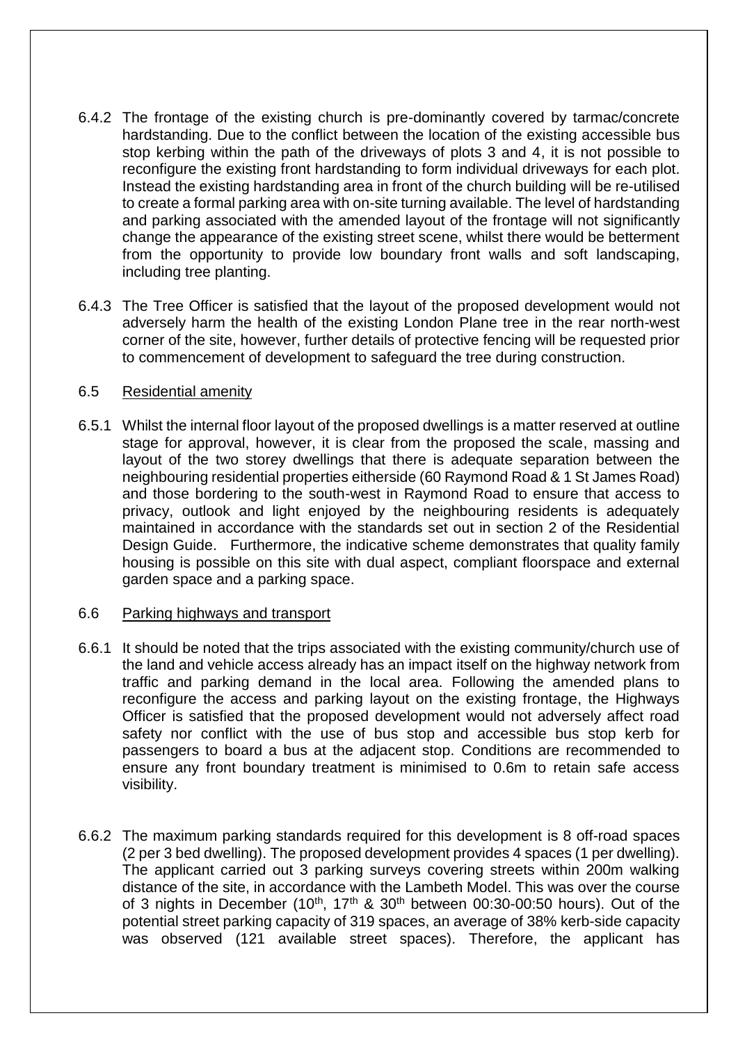6.4.2 The frontage of the existing church is pre-dominantly covered by tarmac/concrete hardstanding. Due to the conflict between the location of the existing accessible bus stop kerbing within the path of the driveways of plots 3 and 4, it is not possible to reconfigure the existing front hardstanding to form individual driveways for each plot. Instead the existing hardstanding area in front of the church building will be re-utilised to create a formal parking area with on-site turning available. The level of hardstanding and parking associated with the amended layout of the frontage will not significantly change the appearance of the existing street scene, whilst there would be betterment from the opportunity to provide low boundary front walls and soft landscaping, including tree planting.

6.4.3 The Tree Officer is satisfied that the layout of the proposed development would not adversely harm the health of the existing London Plane tree in the rear north-west corner of the site, however, further details of protective fencing will be requested prior to commencement of development to safeguard the tree during construction.

6.5 Residential amenity

6.5.1 Whilst the internal floor layout of the proposed dwellings is a matter reserved at outline stage for approval, however, it is clear from the proposed the scale, massing and layout of the two storey dwellings that there is adequate separation between the neighbouring residential properties eitherside (60 Raymond Road & 1 St James Road) and those bordering to the south-west in Raymond Road to ensure that access to privacy, outlook and light enjoyed by the neighbouring residents is adequately maintained in accordance with the standards set out in section 2 of the Residential Design Guide. Furthermore, the indicative scheme demonstrates that quality family housing is possible on this site with dual aspect, compliant floorspace and external garden space and a parking space.

6.6 Parking highways and transport

6.6.1 It should be noted that the trips associated with the existing community/church use of the land and vehicle access already has an impact itself on the highway network from traffic and parking demand in the local area. Following the amended plans to reconfigure the access and parking layout on the existing frontage, the Highways Officer is satisfied that the proposed development would not adversely affect road safety nor conflict with the use of bus stop and accessible bus stop kerb for passengers to board a bus at the adjacent stop. Conditions are recommended to ensure any front boundary treatment is minimised to 0.6m to retain safe access visibility.

6.6.2 The maximum parking standards required for this development is 8 off-road spaces (2 per 3 bed dwelling). The proposed development provides 4 spaces (1 per dwelling). The applicant carried out 3 parking surveys covering streets within 200m walking distance of the site, in accordance with the Lambeth Model. This was over the course of 3 nights in December (10th, 17th & 30th between 00:30-00:50 hours). Out of the potential street parking capacity of 319 spaces, an average of 38% kerb-side capacity was observed (121 available street spaces). Therefore, the applicant has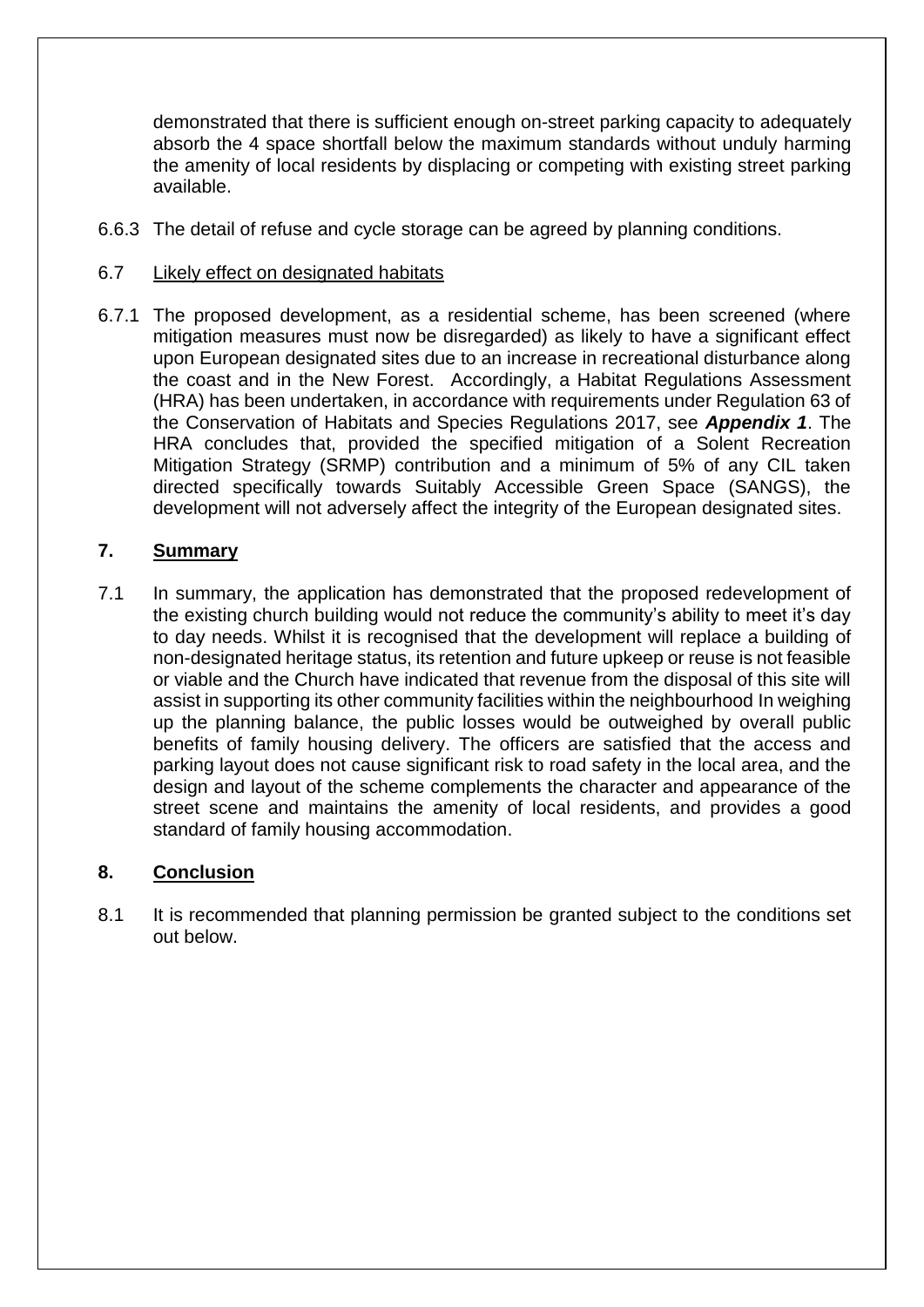demonstrated that there is sufficient enough on-street parking capacity to adequately absorb the 4 space shortfall below the maximum standards without unduly harming the amenity of local residents by displacing or competing with existing street parking available.

6.6.3 The detail of refuse and cycle storage can be agreed by planning conditions.

6.7 Likely effect on designated habitats

6.7.1 The proposed development, as a residential scheme, has been screened (where mitigation measures must now be disregarded) as likely to have a significant effect upon European designated sites due to an increase in recreational disturbance along the coast and in the New Forest. Accordingly, a Habitat Regulations Assessment (HRA) has been undertaken, in accordance with requirements under Regulation 63 of the Conservation of Habitats and Species Regulations 2017, see ***Appendix 1***. The HRA concludes that, provided the specified mitigation of a Solent Recreation Mitigation Strategy (SRMP) contribution and a minimum of 5% of any CIL taken directed specifically towards Suitably Accessible Green Space (SANGS), the development will not adversely affect the integrity of the European designated sites.

## 7. Summary

7.1 In summary, the application has demonstrated that the proposed redevelopment of the existing church building would not reduce the community's ability to meet it's day to day needs. Whilst it is recognised that the development will replace a building of non-designated heritage status, its retention and future upkeep or reuse is not feasible or viable and the Church have indicated that revenue from the disposal of this site will assist in supporting its other community facilities within the neighbourhood In weighing up the planning balance, the public losses would be outweighed by overall public benefits of family housing delivery. The officers are satisfied that the access and parking layout does not cause significant risk to road safety in the local area, and the design and layout of the scheme complements the character and appearance of the street scene and maintains the amenity of local residents, and provides a good standard of family housing accommodation.

## 8. Conclusion

8.1 It is recommended that planning permission be granted subject to the conditions set out below.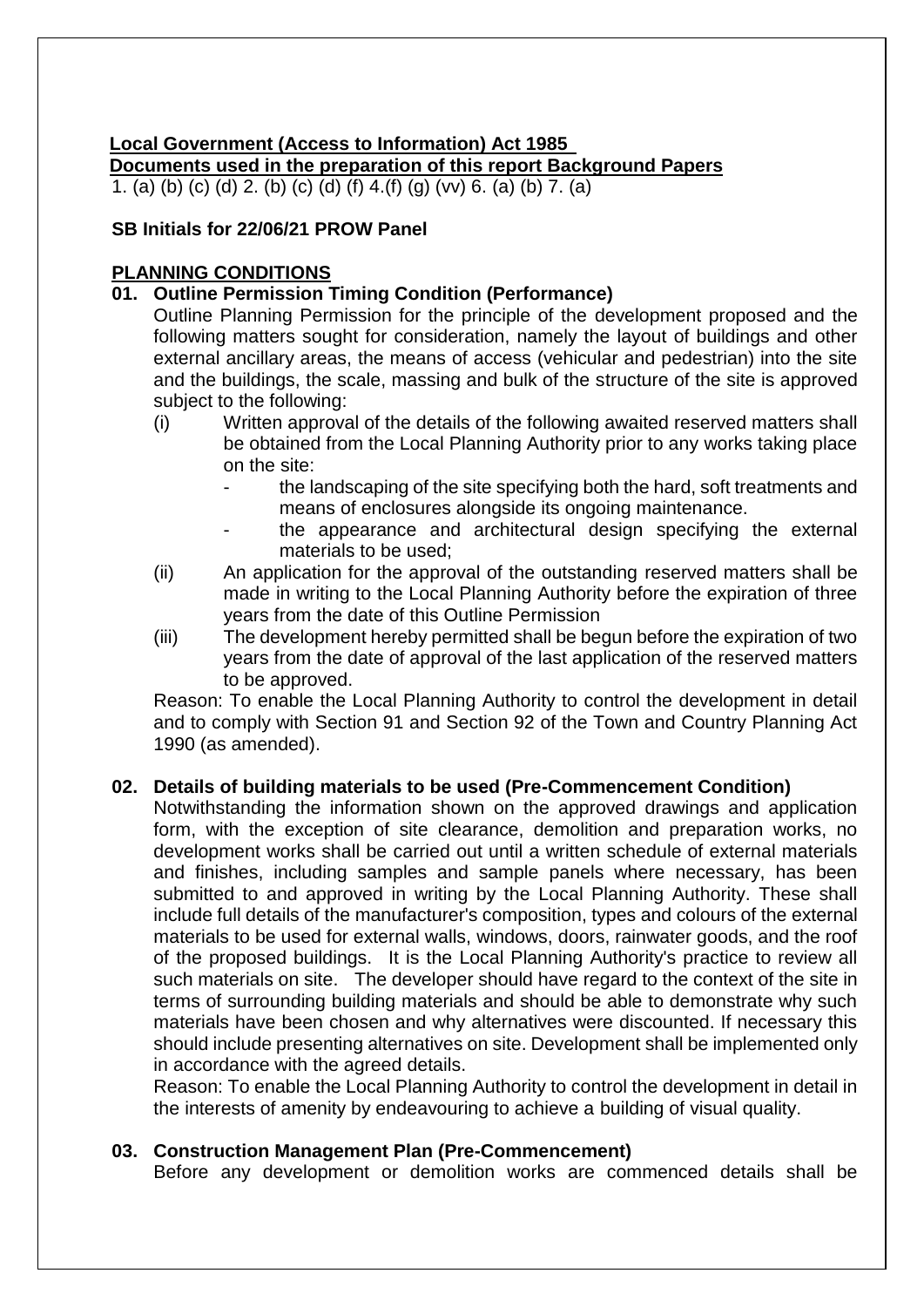**Local Government (Access to Information) Act 1985**
**Documents used in the preparation of this report Background Papers**

1. (a) (b) (c) (d) 2. (b) (c) (d) (f) 4.(f) (g) (vv) 6. (a) (b) 7. (a)

**SB Initials for 22/06/21 PROW Panel**

## PLANNING CONDITIONS

### 01. Outline Permission Timing Condition (Performance)

Outline Planning Permission for the principle of the development proposed and the following matters sought for consideration, namely the layout of buildings and other external ancillary areas, the means of access (vehicular and pedestrian) into the site and the buildings, the scale, massing and bulk of the structure of the site is approved subject to the following:

(i) Written approval of the details of the following awaited reserved matters shall be obtained from the Local Planning Authority prior to any works taking place on the site:
- the landscaping of the site specifying both the hard, soft treatments and means of enclosures alongside its ongoing maintenance.
- the appearance and architectural design specifying the external materials to be used;

(ii) An application for the approval of the outstanding reserved matters shall be made in writing to the Local Planning Authority before the expiration of three years from the date of this Outline Permission

(iii) The development hereby permitted shall be begun before the expiration of two years from the date of approval of the last application of the reserved matters to be approved.

Reason: To enable the Local Planning Authority to control the development in detail and to comply with Section 91 and Section 92 of the Town and Country Planning Act 1990 (as amended).

### 02. Details of building materials to be used (Pre-Commencement Condition)

Notwithstanding the information shown on the approved drawings and application form, with the exception of site clearance, demolition and preparation works, no development works shall be carried out until a written schedule of external materials and finishes, including samples and sample panels where necessary, has been submitted to and approved in writing by the Local Planning Authority. These shall include full details of the manufacturer's composition, types and colours of the external materials to be used for external walls, windows, doors, rainwater goods, and the roof of the proposed buildings. It is the Local Planning Authority's practice to review all such materials on site. The developer should have regard to the context of the site in terms of surrounding building materials and should be able to demonstrate why such materials have been chosen and why alternatives were discounted. If necessary this should include presenting alternatives on site. Development shall be implemented only in accordance with the agreed details.

Reason: To enable the Local Planning Authority to control the development in detail in the interests of amenity by endeavouring to achieve a building of visual quality.

### 03. Construction Management Plan (Pre-Commencement)

Before any development or demolition works are commenced details shall be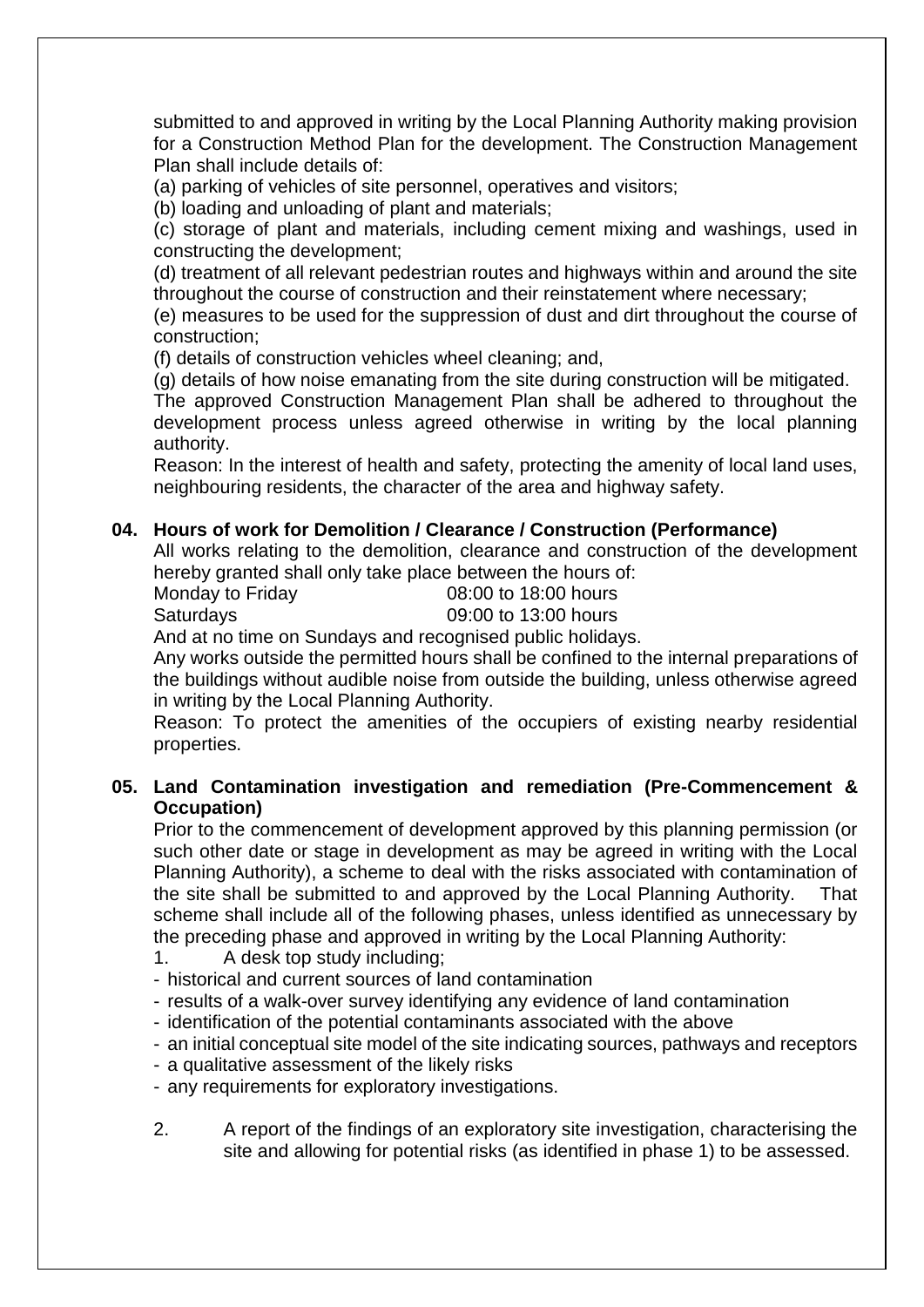submitted to and approved in writing by the Local Planning Authority making provision for a Construction Method Plan for the development. The Construction Management Plan shall include details of:

(a) parking of vehicles of site personnel, operatives and visitors;

(b) loading and unloading of plant and materials;

(c) storage of plant and materials, including cement mixing and washings, used in constructing the development;

(d) treatment of all relevant pedestrian routes and highways within and around the site throughout the course of construction and their reinstatement where necessary;

(e) measures to be used for the suppression of dust and dirt throughout the course of construction;

(f) details of construction vehicles wheel cleaning; and,

(g) details of how noise emanating from the site during construction will be mitigated.

The approved Construction Management Plan shall be adhered to throughout the development process unless agreed otherwise in writing by the local planning authority.

Reason: In the interest of health and safety, protecting the amenity of local land uses, neighbouring residents, the character of the area and highway safety.

**04. Hours of work for Demolition / Clearance / Construction (Performance)**

All works relating to the demolition, clearance and construction of the development hereby granted shall only take place between the hours of:

Monday to Friday 08:00 to 18:00 hours

Saturdays 09:00 to 13:00 hours

And at no time on Sundays and recognised public holidays.

Any works outside the permitted hours shall be confined to the internal preparations of the buildings without audible noise from outside the building, unless otherwise agreed in writing by the Local Planning Authority.

Reason: To protect the amenities of the occupiers of existing nearby residential properties.

**05. Land Contamination investigation and remediation (Pre-Commencement & Occupation)**

Prior to the commencement of development approved by this planning permission (or such other date or stage in development as may be agreed in writing with the Local Planning Authority), a scheme to deal with the risks associated with contamination of the site shall be submitted to and approved by the Local Planning Authority. That scheme shall include all of the following phases, unless identified as unnecessary by the preceding phase and approved in writing by the Local Planning Authority:

1. A desk top study including;

- historical and current sources of land contamination
- results of a walk-over survey identifying any evidence of land contamination
- identification of the potential contaminants associated with the above
- an initial conceptual site model of the site indicating sources, pathways and receptors
- a qualitative assessment of the likely risks
- any requirements for exploratory investigations.

2. A report of the findings of an exploratory site investigation, characterising the site and allowing for potential risks (as identified in phase 1) to be assessed.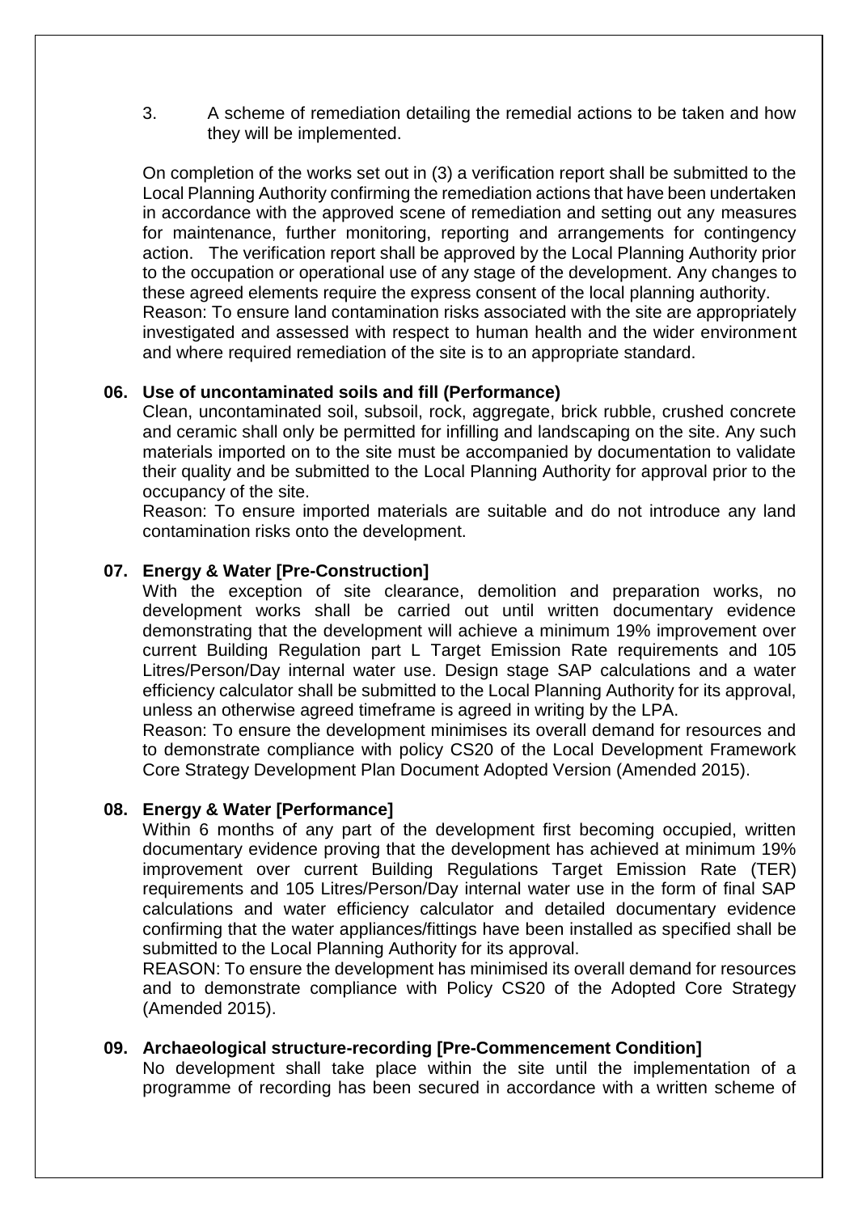3. A scheme of remediation detailing the remedial actions to be taken and how they will be implemented.

On completion of the works set out in (3) a verification report shall be submitted to the Local Planning Authority confirming the remediation actions that have been undertaken in accordance with the approved scene of remediation and setting out any measures for maintenance, further monitoring, reporting and arrangements for contingency action. The verification report shall be approved by the Local Planning Authority prior to the occupation or operational use of any stage of the development. Any changes to these agreed elements require the express consent of the local planning authority.
Reason: To ensure land contamination risks associated with the site are appropriately investigated and assessed with respect to human health and the wider environment and where required remediation of the site is to an appropriate standard.

**06. Use of uncontaminated soils and fill (Performance)**

Clean, uncontaminated soil, subsoil, rock, aggregate, brick rubble, crushed concrete and ceramic shall only be permitted for infilling and landscaping on the site. Any such materials imported on to the site must be accompanied by documentation to validate their quality and be submitted to the Local Planning Authority for approval prior to the occupancy of the site.
Reason: To ensure imported materials are suitable and do not introduce any land contamination risks onto the development.

**07. Energy & Water [Pre-Construction]**

With the exception of site clearance, demolition and preparation works, no development works shall be carried out until written documentary evidence demonstrating that the development will achieve a minimum 19% improvement over current Building Regulation part L Target Emission Rate requirements and 105 Litres/Person/Day internal water use. Design stage SAP calculations and a water efficiency calculator shall be submitted to the Local Planning Authority for its approval, unless an otherwise agreed timeframe is agreed in writing by the LPA.
Reason: To ensure the development minimises its overall demand for resources and to demonstrate compliance with policy CS20 of the Local Development Framework Core Strategy Development Plan Document Adopted Version (Amended 2015).

**08. Energy & Water [Performance]**

Within 6 months of any part of the development first becoming occupied, written documentary evidence proving that the development has achieved at minimum 19% improvement over current Building Regulations Target Emission Rate (TER) requirements and 105 Litres/Person/Day internal water use in the form of final SAP calculations and water efficiency calculator and detailed documentary evidence confirming that the water appliances/fittings have been installed as specified shall be submitted to the Local Planning Authority for its approval.
REASON: To ensure the development has minimised its overall demand for resources and to demonstrate compliance with Policy CS20 of the Adopted Core Strategy (Amended 2015).

**09. Archaeological structure-recording [Pre-Commencement Condition]**

No development shall take place within the site until the implementation of a programme of recording has been secured in accordance with a written scheme of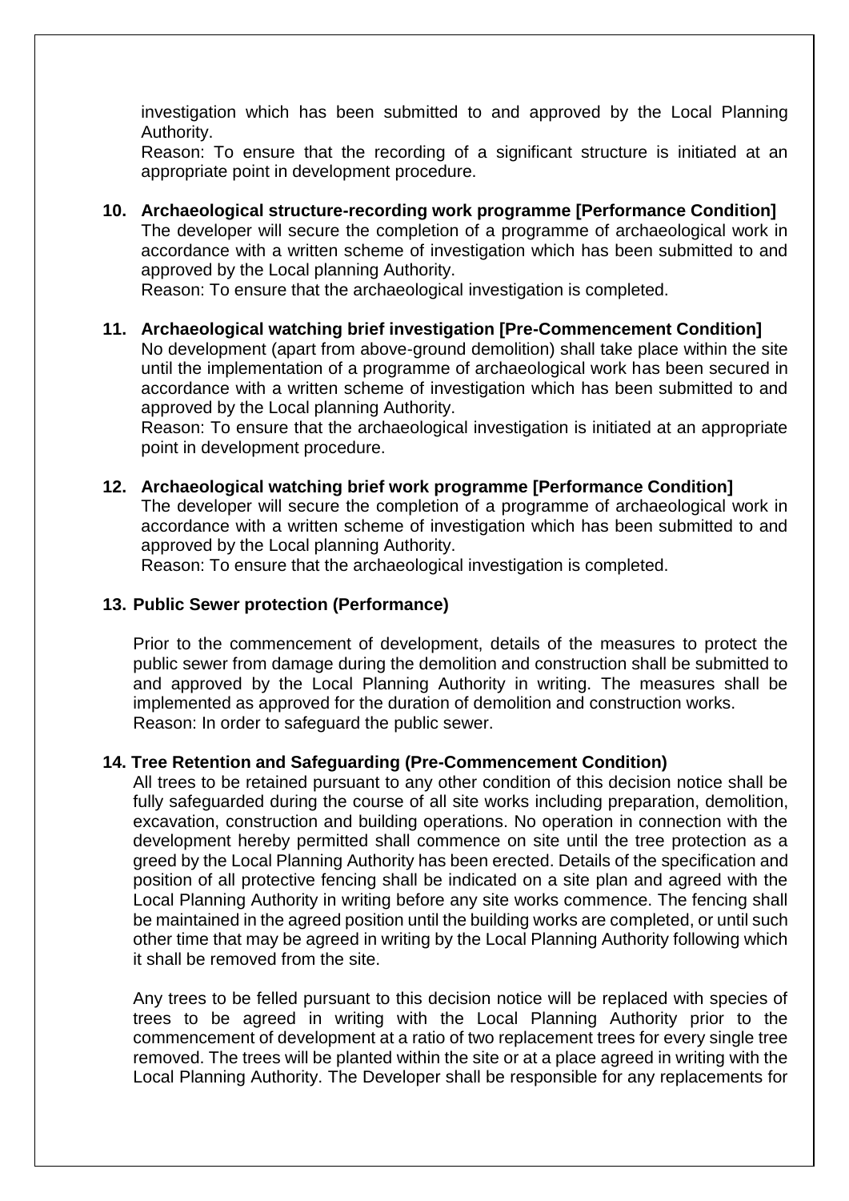investigation which has been submitted to and approved by the Local Planning Authority.
Reason: To ensure that the recording of a significant structure is initiated at an appropriate point in development procedure.

**10. Archaeological structure-recording work programme [Performance Condition]**
The developer will secure the completion of a programme of archaeological work in accordance with a written scheme of investigation which has been submitted to and approved by the Local planning Authority.
Reason: To ensure that the archaeological investigation is completed.

**11. Archaeological watching brief investigation [Pre-Commencement Condition]**
No development (apart from above-ground demolition) shall take place within the site until the implementation of a programme of archaeological work has been secured in accordance with a written scheme of investigation which has been submitted to and approved by the Local planning Authority.
Reason: To ensure that the archaeological investigation is initiated at an appropriate point in development procedure.

**12. Archaeological watching brief work programme [Performance Condition]**
The developer will secure the completion of a programme of archaeological work in accordance with a written scheme of investigation which has been submitted to and approved by the Local planning Authority.
Reason: To ensure that the archaeological investigation is completed.

**13. Public Sewer protection (Performance)**

Prior to the commencement of development, details of the measures to protect the public sewer from damage during the demolition and construction shall be submitted to and approved by the Local Planning Authority in writing. The measures shall be implemented as approved for the duration of demolition and construction works.
Reason: In order to safeguard the public sewer.

**14. Tree Retention and Safeguarding (Pre-Commencement Condition)**
All trees to be retained pursuant to any other condition of this decision notice shall be fully safeguarded during the course of all site works including preparation, demolition, excavation, construction and building operations. No operation in connection with the development hereby permitted shall commence on site until the tree protection as a greed by the Local Planning Authority has been erected. Details of the specification and position of all protective fencing shall be indicated on a site plan and agreed with the Local Planning Authority in writing before any site works commence. The fencing shall be maintained in the agreed position until the building works are completed, or until such other time that may be agreed in writing by the Local Planning Authority following which it shall be removed from the site.

Any trees to be felled pursuant to this decision notice will be replaced with species of trees to be agreed in writing with the Local Planning Authority prior to the commencement of development at a ratio of two replacement trees for every single tree removed. The trees will be planted within the site or at a place agreed in writing with the Local Planning Authority. The Developer shall be responsible for any replacements for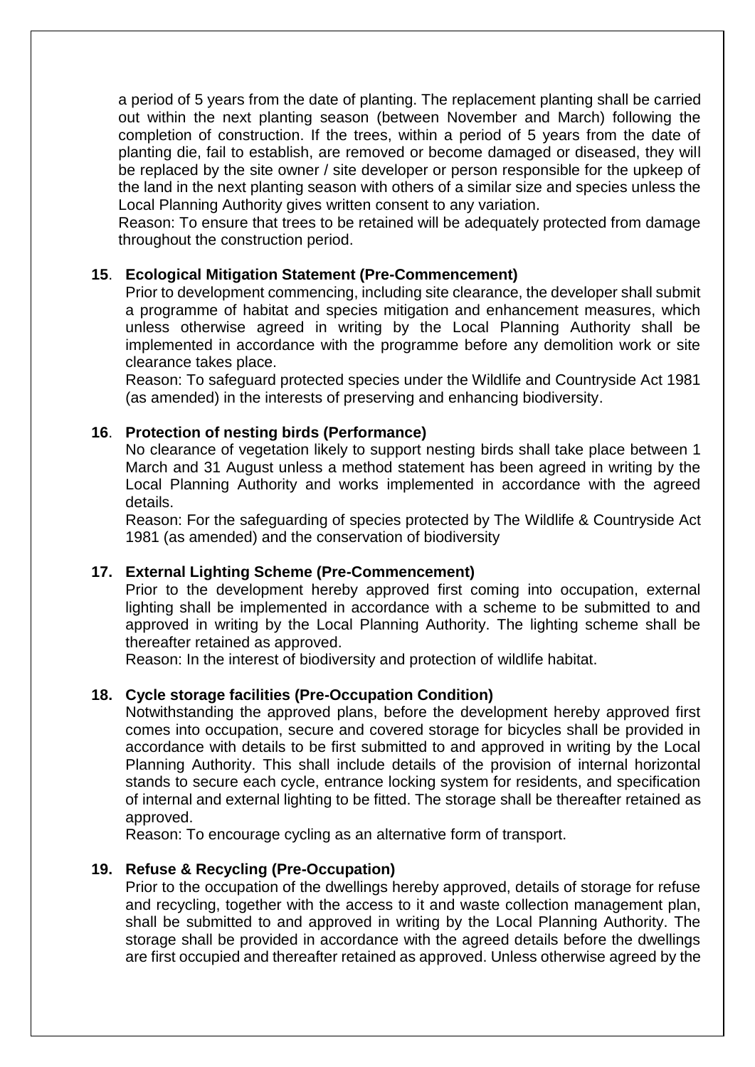a period of 5 years from the date of planting. The replacement planting shall be carried out within the next planting season (between November and March) following the completion of construction. If the trees, within a period of 5 years from the date of planting die, fail to establish, are removed or become damaged or diseased, they will be replaced by the site owner / site developer or person responsible for the upkeep of the land in the next planting season with others of a similar size and species unless the Local Planning Authority gives written consent to any variation.

Reason: To ensure that trees to be retained will be adequately protected from damage throughout the construction period.

**15**. **Ecological Mitigation Statement (Pre-Commencement)**

Prior to development commencing, including site clearance, the developer shall submit a programme of habitat and species mitigation and enhancement measures, which unless otherwise agreed in writing by the Local Planning Authority shall be implemented in accordance with the programme before any demolition work or site clearance takes place.

Reason: To safeguard protected species under the Wildlife and Countryside Act 1981 (as amended) in the interests of preserving and enhancing biodiversity.

**16**. **Protection of nesting birds (Performance)**

No clearance of vegetation likely to support nesting birds shall take place between 1 March and 31 August unless a method statement has been agreed in writing by the Local Planning Authority and works implemented in accordance with the agreed details.

Reason: For the safeguarding of species protected by The Wildlife & Countryside Act 1981 (as amended) and the conservation of biodiversity

**17. External Lighting Scheme (Pre-Commencement)**

Prior to the development hereby approved first coming into occupation, external lighting shall be implemented in accordance with a scheme to be submitted to and approved in writing by the Local Planning Authority. The lighting scheme shall be thereafter retained as approved.

Reason: In the interest of biodiversity and protection of wildlife habitat.

**18. Cycle storage facilities (Pre-Occupation Condition)**

Notwithstanding the approved plans, before the development hereby approved first comes into occupation, secure and covered storage for bicycles shall be provided in accordance with details to be first submitted to and approved in writing by the Local Planning Authority. This shall include details of the provision of internal horizontal stands to secure each cycle, entrance locking system for residents, and specification of internal and external lighting to be fitted. The storage shall be thereafter retained as approved.

Reason: To encourage cycling as an alternative form of transport.

**19. Refuse & Recycling (Pre-Occupation)**

Prior to the occupation of the dwellings hereby approved, details of storage for refuse and recycling, together with the access to it and waste collection management plan, shall be submitted to and approved in writing by the Local Planning Authority. The storage shall be provided in accordance with the agreed details before the dwellings are first occupied and thereafter retained as approved. Unless otherwise agreed by the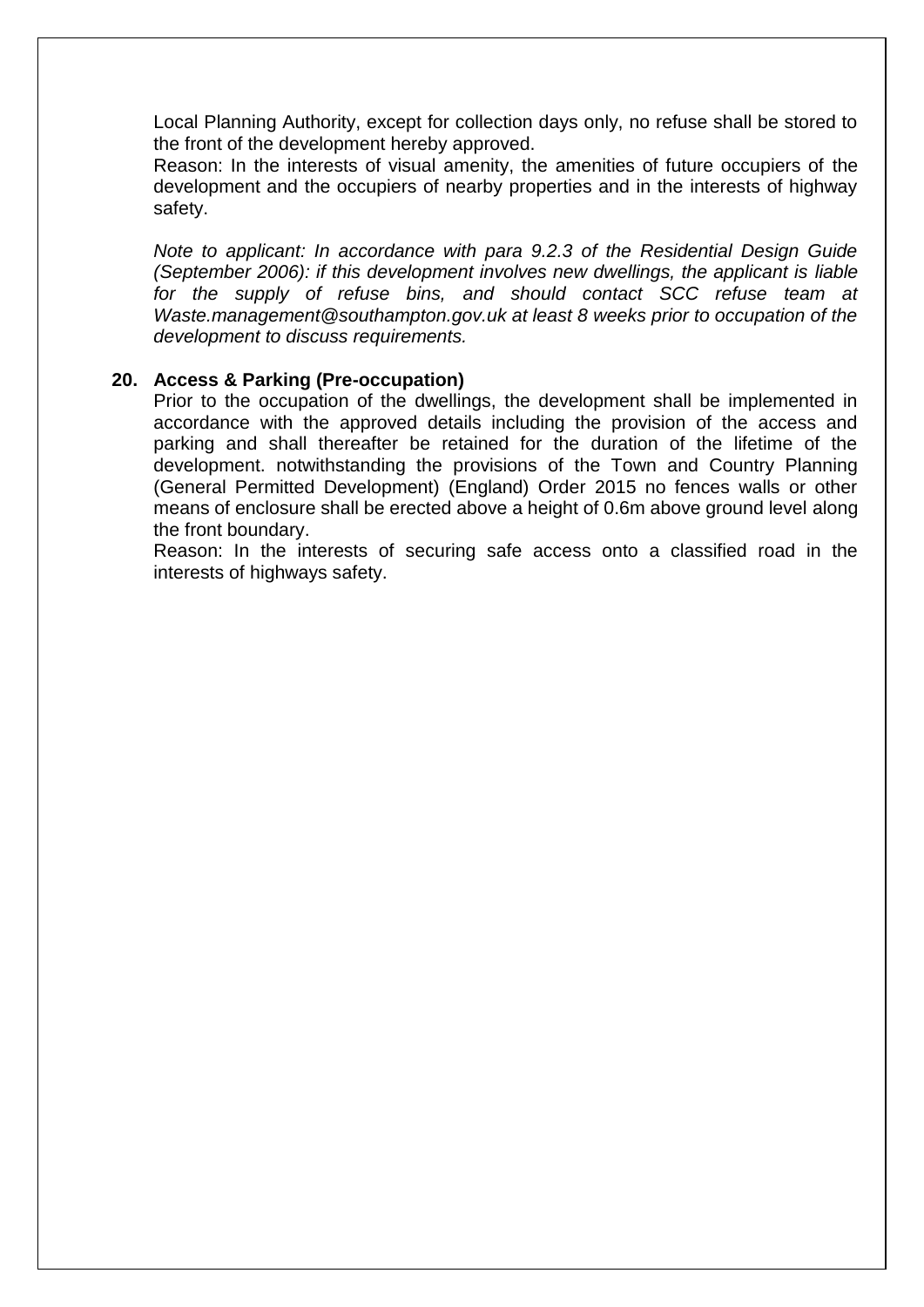Local Planning Authority, except for collection days only, no refuse shall be stored to the front of the development hereby approved.

Reason: In the interests of visual amenity, the amenities of future occupiers of the development and the occupiers of nearby properties and in the interests of highway safety.

*Note to applicant: In accordance with para 9.2.3 of the Residential Design Guide (September 2006): if this development involves new dwellings, the applicant is liable for the supply of refuse bins, and should contact SCC refuse team at Waste.management@southampton.gov.uk at least 8 weeks prior to occupation of the development to discuss requirements.*

**20. Access & Parking (Pre-occupation)**

Prior to the occupation of the dwellings, the development shall be implemented in accordance with the approved details including the provision of the access and parking and shall thereafter be retained for the duration of the lifetime of the development. notwithstanding the provisions of the Town and Country Planning (General Permitted Development) (England) Order 2015 no fences walls or other means of enclosure shall be erected above a height of 0.6m above ground level along the front boundary.

Reason: In the interests of securing safe access onto a classified road in the interests of highways safety.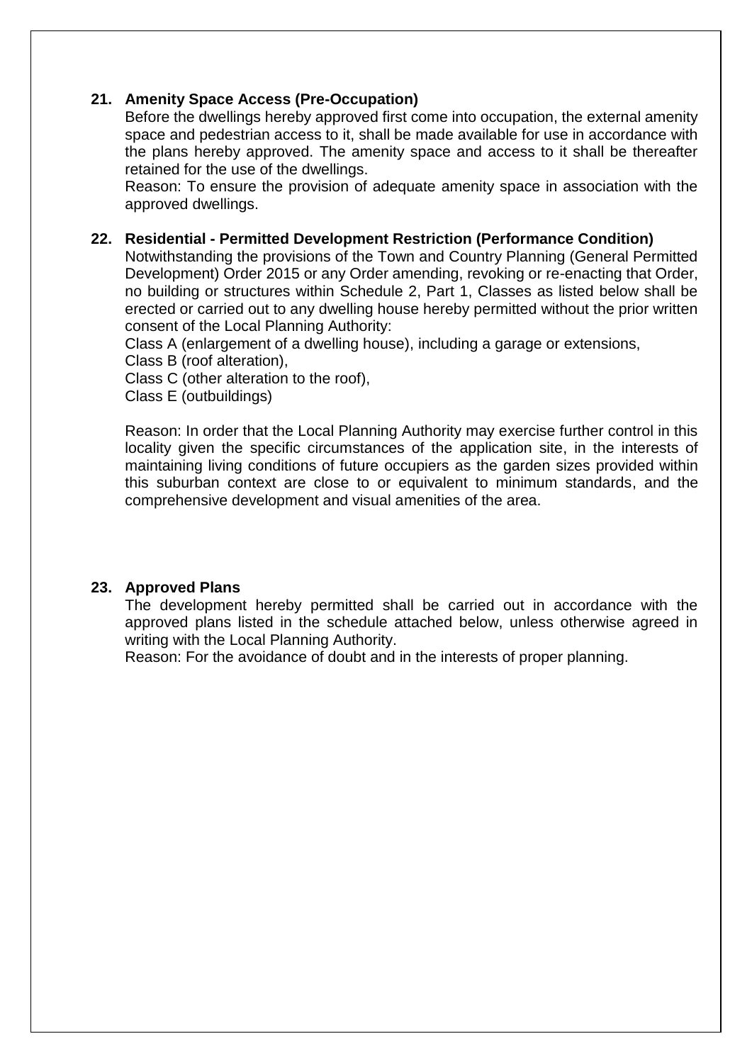**21. Amenity Space Access (Pre-Occupation)**

Before the dwellings hereby approved first come into occupation, the external amenity space and pedestrian access to it, shall be made available for use in accordance with the plans hereby approved. The amenity space and access to it shall be thereafter retained for the use of the dwellings.

Reason: To ensure the provision of adequate amenity space in association with the approved dwellings.

**22. Residential - Permitted Development Restriction (Performance Condition)**

Notwithstanding the provisions of the Town and Country Planning (General Permitted Development) Order 2015 or any Order amending, revoking or re-enacting that Order, no building or structures within Schedule 2, Part 1, Classes as listed below shall be erected or carried out to any dwelling house hereby permitted without the prior written consent of the Local Planning Authority:

Class A (enlargement of a dwelling house), including a garage or extensions,
Class B (roof alteration),
Class C (other alteration to the roof),
Class E (outbuildings)

Reason: In order that the Local Planning Authority may exercise further control in this locality given the specific circumstances of the application site, in the interests of maintaining living conditions of future occupiers as the garden sizes provided within this suburban context are close to or equivalent to minimum standards, and the comprehensive development and visual amenities of the area.

**23. Approved Plans**

The development hereby permitted shall be carried out in accordance with the approved plans listed in the schedule attached below, unless otherwise agreed in writing with the Local Planning Authority.

Reason: For the avoidance of doubt and in the interests of proper planning.